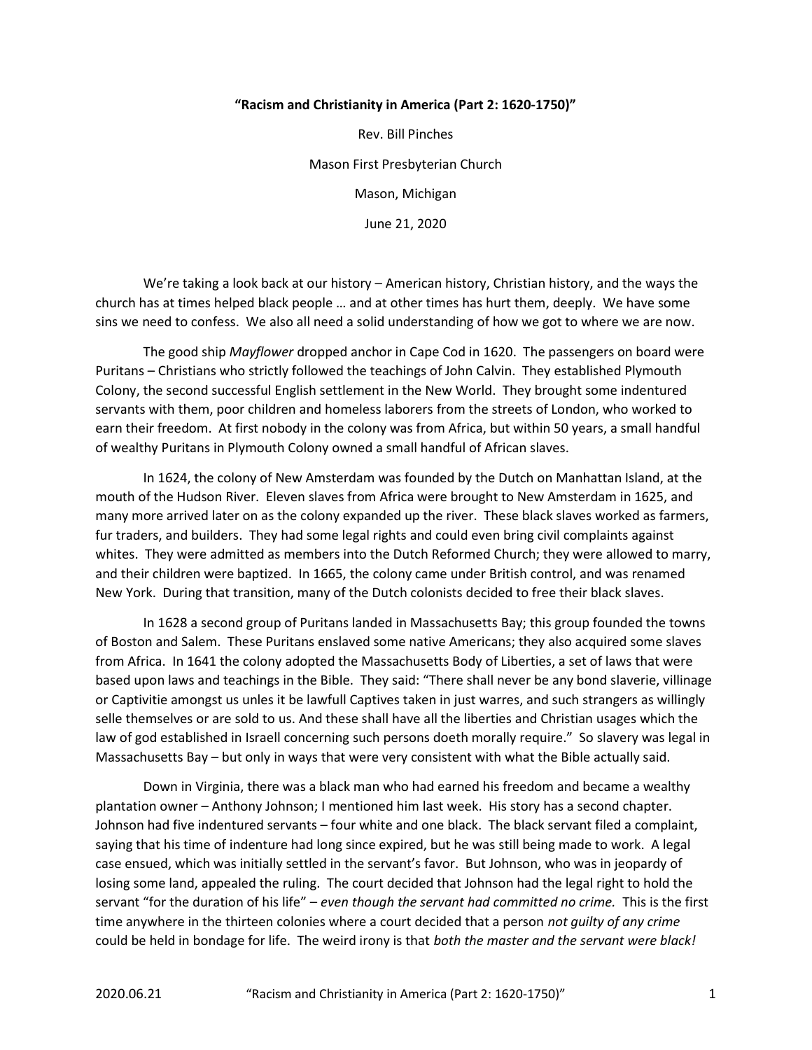**"Racism and Christianity in America (Part 2: 1620-1750)"**

Rev. Bill Pinches

Mason First Presbyterian Church

Mason, Michigan

June 21, 2020

We're taking a look back at our history – American history, Christian history, and the ways the church has at times helped black people … and at other times has hurt them, deeply. We have some sins we need to confess. We also all need a solid understanding of how we got to where we are now.

The good ship *Mayflower* dropped anchor in Cape Cod in 1620. The passengers on board were Puritans – Christians who strictly followed the teachings of John Calvin. They established Plymouth Colony, the second successful English settlement in the New World. They brought some indentured servants with them, poor children and homeless laborers from the streets of London, who worked to earn their freedom. At first nobody in the colony was from Africa, but within 50 years, a small handful of wealthy Puritans in Plymouth Colony owned a small handful of African slaves.

In 1624, the colony of New Amsterdam was founded by the Dutch on Manhattan Island, at the mouth of the Hudson River. Eleven slaves from Africa were brought to New Amsterdam in 1625, and many more arrived later on as the colony expanded up the river. These black slaves worked as farmers, fur traders, and builders. They had some legal rights and could even bring civil complaints against whites. They were admitted as members into the Dutch Reformed Church; they were allowed to marry, and their children were baptized. In 1665, the colony came under British control, and was renamed New York. During that transition, many of the Dutch colonists decided to free their black slaves.

In 1628 a second group of Puritans landed in Massachusetts Bay; this group founded the towns of Boston and Salem. These Puritans enslaved some native Americans; they also acquired some slaves from Africa. In 1641 the colony adopted the Massachusetts Body of Liberties, a set of laws that were based upon laws and teachings in the Bible. They said: "There shall never be any bond slaverie, villinage or Captivitie amongst us unles it be lawfull Captives taken in just warres, and such strangers as willingly selle themselves or are sold to us. And these shall have all the liberties and Christian usages which the law of god established in Israell concerning such persons doeth morally require." So slavery was legal in Massachusetts Bay – but only in ways that were very consistent with what the Bible actually said.

Down in Virginia, there was a black man who had earned his freedom and became a wealthy plantation owner – Anthony Johnson; I mentioned him last week. His story has a second chapter. Johnson had five indentured servants – four white and one black. The black servant filed a complaint, saying that his time of indenture had long since expired, but he was still being made to work. A legal case ensued, which was initially settled in the servant's favor. But Johnson, who was in jeopardy of losing some land, appealed the ruling. The court decided that Johnson had the legal right to hold the servant "for the duration of his life" – *even though the servant had committed no crime.* This is the first time anywhere in the thirteen colonies where a court decided that a person *not guilty of any crime* could be held in bondage for life. The weird irony is that *both the master and the servant were black!*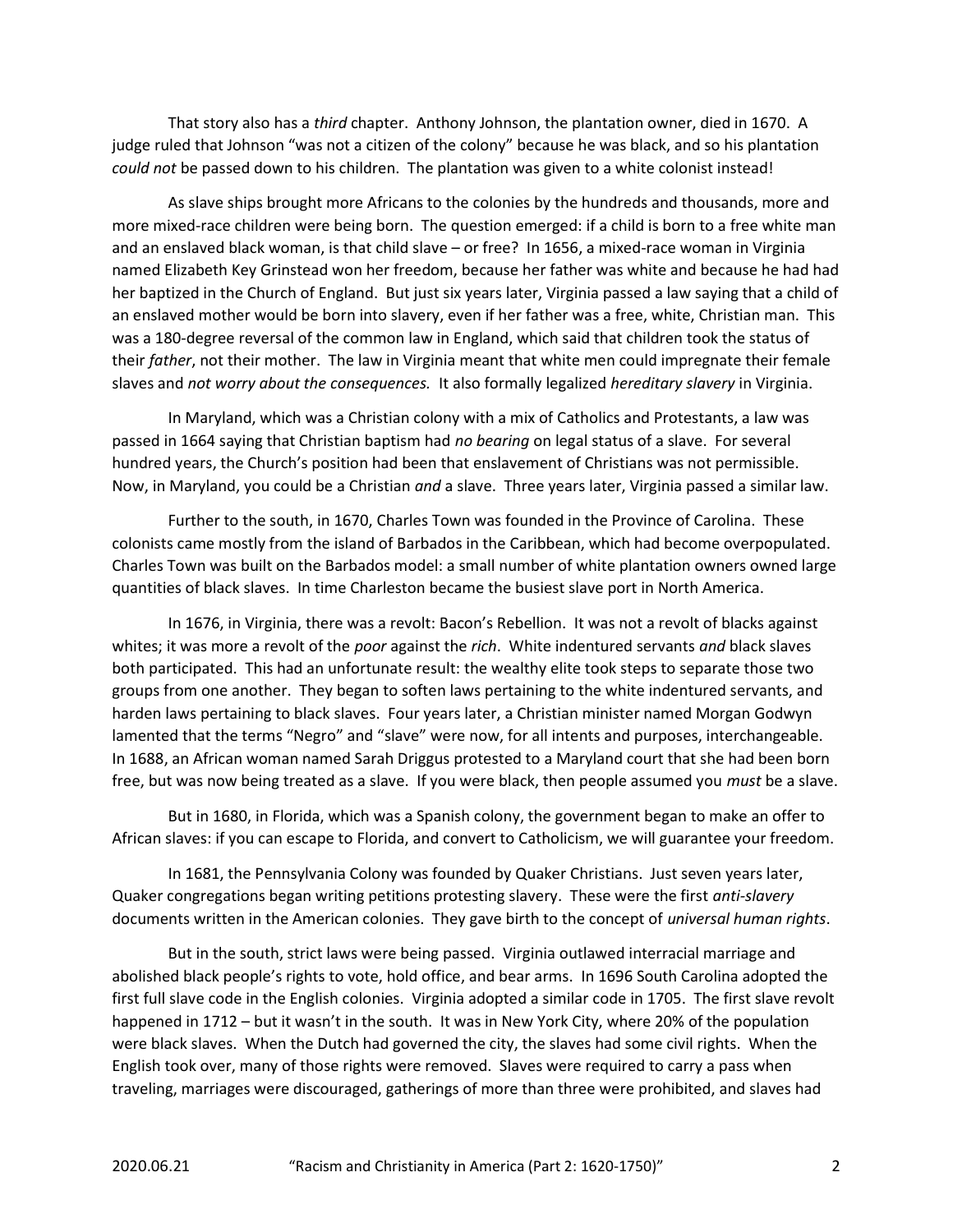That story also has a *third* chapter. Anthony Johnson, the plantation owner, died in 1670. A judge ruled that Johnson "was not a citizen of the colony" because he was black, and so his plantation *could not* be passed down to his children. The plantation was given to a white colonist instead!

As slave ships brought more Africans to the colonies by the hundreds and thousands, more and more mixed-race children were being born. The question emerged: if a child is born to a free white man and an enslaved black woman, is that child slave – or free? In 1656, a mixed-race woman in Virginia named Elizabeth Key Grinstead won her freedom, because her father was white and because he had had her baptized in the Church of England. But just six years later, Virginia passed a law saying that a child of an enslaved mother would be born into slavery, even if her father was a free, white, Christian man. This was a 180-degree reversal of the common law in England, which said that children took the status of their *father*, not their mother. The law in Virginia meant that white men could impregnate their female slaves and *not worry about the consequences.* It also formally legalized *hereditary slavery* in Virginia.

In Maryland, which was a Christian colony with a mix of Catholics and Protestants, a law was passed in 1664 saying that Christian baptism had *no bearing* on legal status of a slave. For several hundred years, the Church's position had been that enslavement of Christians was not permissible. Now, in Maryland, you could be a Christian *and* a slave. Three years later, Virginia passed a similar law.

Further to the south, in 1670, Charles Town was founded in the Province of Carolina. These colonists came mostly from the island of Barbados in the Caribbean, which had become overpopulated. Charles Town was built on the Barbados model: a small number of white plantation owners owned large quantities of black slaves. In time Charleston became the busiest slave port in North America.

In 1676, in Virginia, there was a revolt: Bacon's Rebellion. It was not a revolt of blacks against whites; it was more a revolt of the *poor* against the *rich*. White indentured servants *and* black slaves both participated. This had an unfortunate result: the wealthy elite took steps to separate those two groups from one another. They began to soften laws pertaining to the white indentured servants, and harden laws pertaining to black slaves. Four years later, a Christian minister named Morgan Godwyn lamented that the terms "Negro" and "slave" were now, for all intents and purposes, interchangeable. In 1688, an African woman named Sarah Driggus protested to a Maryland court that she had been born free, but was now being treated as a slave. If you were black, then people assumed you *must* be a slave.

But in 1680, in Florida, which was a Spanish colony, the government began to make an offer to African slaves: if you can escape to Florida, and convert to Catholicism, we will guarantee your freedom.

In 1681, the Pennsylvania Colony was founded by Quaker Christians. Just seven years later, Quaker congregations began writing petitions protesting slavery. These were the first *anti-slavery* documents written in the American colonies. They gave birth to the concept of *universal human rights*.

But in the south, strict laws were being passed. Virginia outlawed interracial marriage and abolished black people's rights to vote, hold office, and bear arms. In 1696 South Carolina adopted the first full slave code in the English colonies. Virginia adopted a similar code in 1705. The first slave revolt happened in 1712 – but it wasn't in the south. It was in New York City, where 20% of the population were black slaves. When the Dutch had governed the city, the slaves had some civil rights. When the English took over, many of those rights were removed. Slaves were required to carry a pass when traveling, marriages were discouraged, gatherings of more than three were prohibited, and slaves had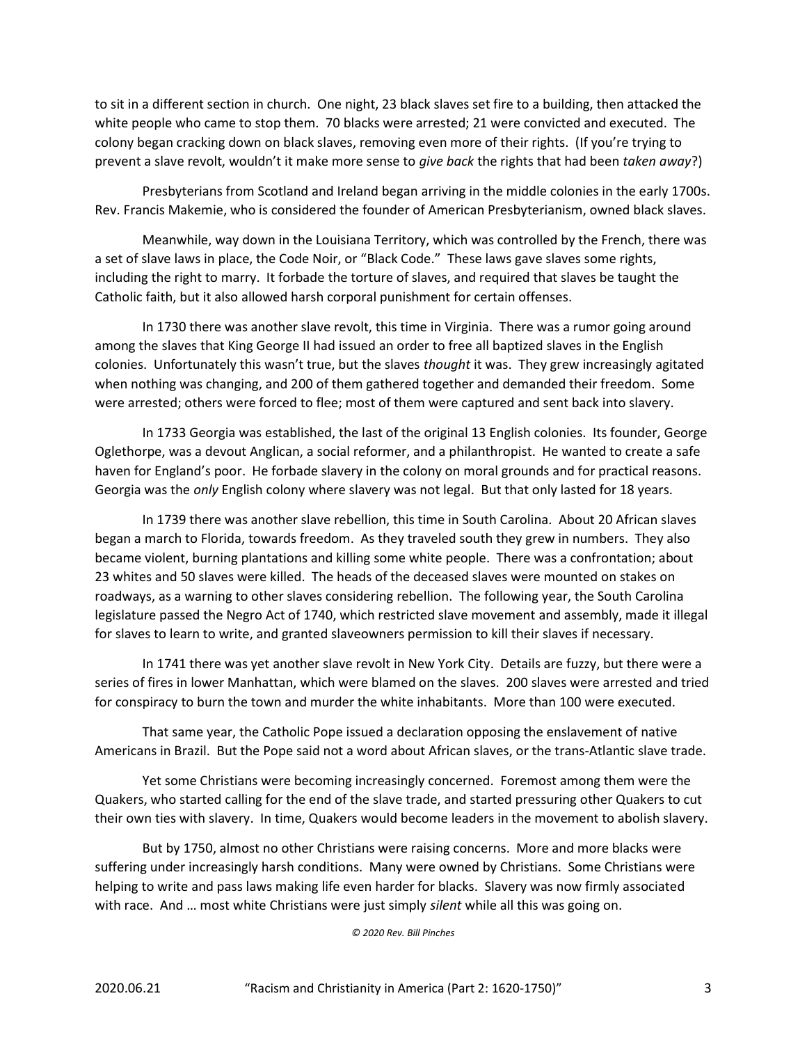to sit in a different section in church. One night, 23 black slaves set fire to a building, then attacked the white people who came to stop them. 70 blacks were arrested; 21 were convicted and executed. The colony began cracking down on black slaves, removing even more of their rights. (If you're trying to prevent a slave revolt, wouldn't it make more sense to *give back* the rights that had been *taken away*?)

Presbyterians from Scotland and Ireland began arriving in the middle colonies in the early 1700s. Rev. Francis Makemie, who is considered the founder of American Presbyterianism, owned black slaves.

Meanwhile, way down in the Louisiana Territory, which was controlled by the French, there was a set of slave laws in place, the Code Noir, or "Black Code." These laws gave slaves some rights, including the right to marry. It forbade the torture of slaves, and required that slaves be taught the Catholic faith, but it also allowed harsh corporal punishment for certain offenses.

In 1730 there was another slave revolt, this time in Virginia. There was a rumor going around among the slaves that King George II had issued an order to free all baptized slaves in the English colonies. Unfortunately this wasn't true, but the slaves *thought* it was. They grew increasingly agitated when nothing was changing, and 200 of them gathered together and demanded their freedom. Some were arrested; others were forced to flee; most of them were captured and sent back into slavery.

In 1733 Georgia was established, the last of the original 13 English colonies. Its founder, George Oglethorpe, was a devout Anglican, a social reformer, and a philanthropist. He wanted to create a safe haven for England's poor. He forbade slavery in the colony on moral grounds and for practical reasons. Georgia was the *only* English colony where slavery was not legal. But that only lasted for 18 years.

In 1739 there was another slave rebellion, this time in South Carolina. About 20 African slaves began a march to Florida, towards freedom. As they traveled south they grew in numbers. They also became violent, burning plantations and killing some white people. There was a confrontation; about 23 whites and 50 slaves were killed. The heads of the deceased slaves were mounted on stakes on roadways, as a warning to other slaves considering rebellion. The following year, the South Carolina legislature passed the Negro Act of 1740, which restricted slave movement and assembly, made it illegal for slaves to learn to write, and granted slaveowners permission to kill their slaves if necessary.

In 1741 there was yet another slave revolt in New York City. Details are fuzzy, but there were a series of fires in lower Manhattan, which were blamed on the slaves. 200 slaves were arrested and tried for conspiracy to burn the town and murder the white inhabitants. More than 100 were executed.

That same year, the Catholic Pope issued a declaration opposing the enslavement of native Americans in Brazil. But the Pope said not a word about African slaves, or the trans-Atlantic slave trade.

Yet some Christians were becoming increasingly concerned. Foremost among them were the Quakers, who started calling for the end of the slave trade, and started pressuring other Quakers to cut their own ties with slavery. In time, Quakers would become leaders in the movement to abolish slavery.

But by 1750, almost no other Christians were raising concerns. More and more blacks were suffering under increasingly harsh conditions. Many were owned by Christians. Some Christians were helping to write and pass laws making life even harder for blacks. Slavery was now firmly associated with race. And … most white Christians were just simply *silent* while all this was going on.

*© 2020 Rev. Bill Pinches*